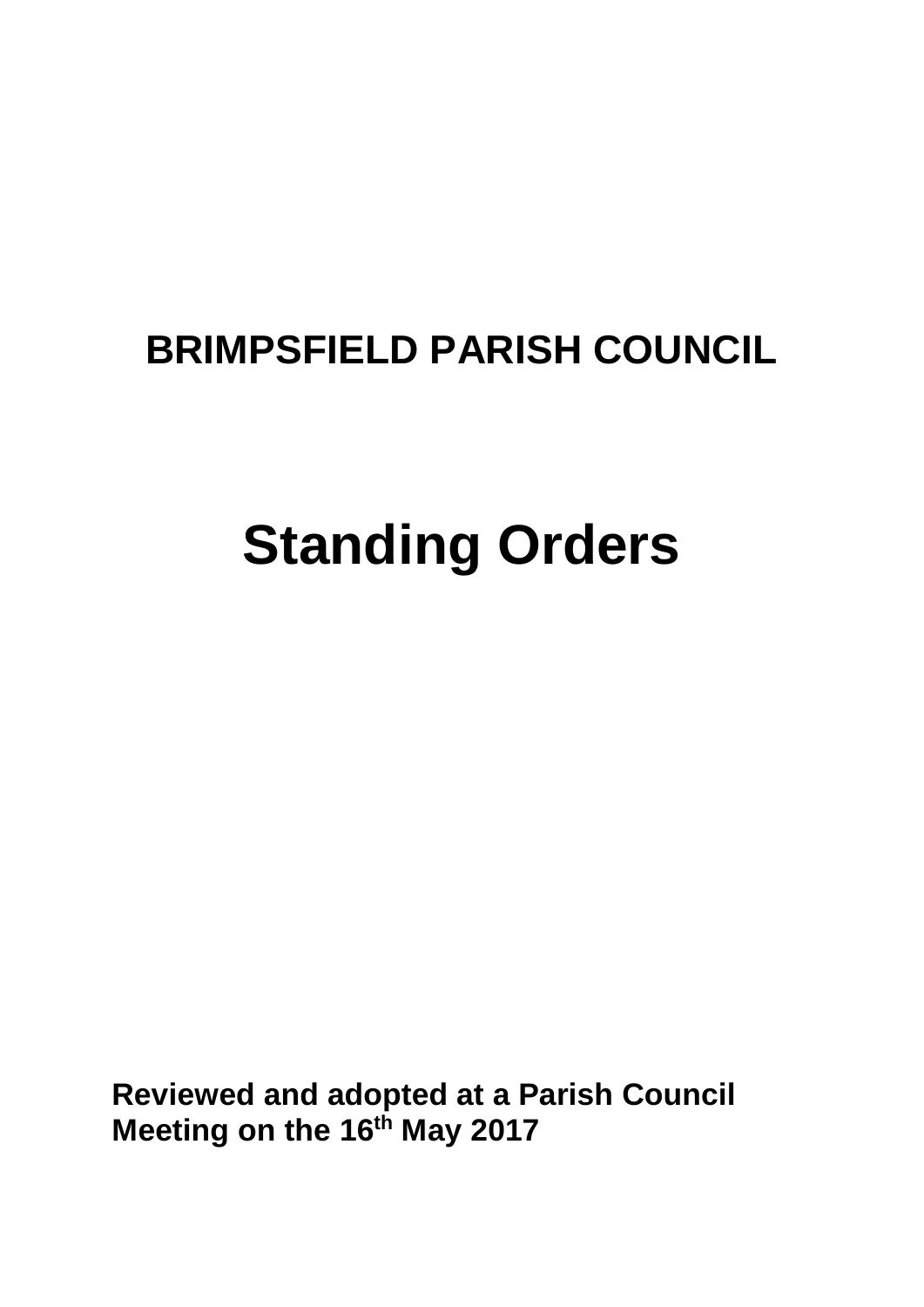# BRIMPSFIELD PARISH COUNCIL

# Standing Orders

**Reviewed and adopted at a Parish Council Meeting on the 16th May 2017**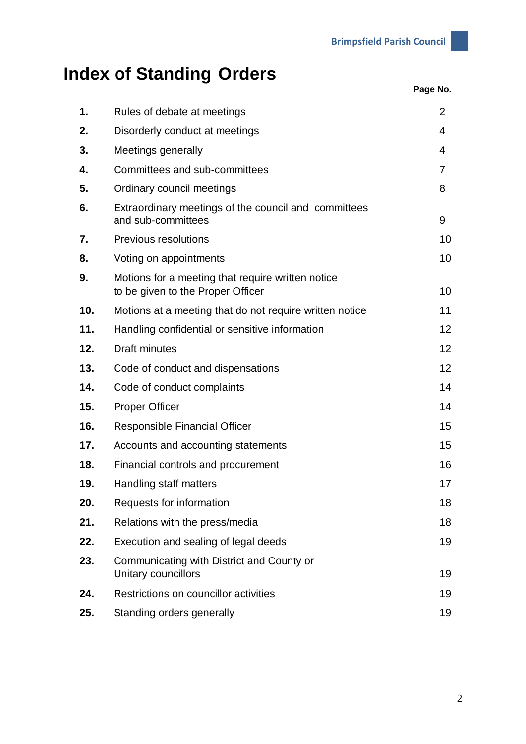# Index of Standing Orders

| | | Page No. |
|---|---|---|
| **1.** | Rules of debate at meetings | 2 |
| **2.** | Disorderly conduct at meetings | 4 |
| **3.** | Meetings generally | 4 |
| **4.** | Committees and sub-committees | 7 |
| **5.** | Ordinary council meetings | 8 |
| **6.** | Extraordinary meetings of the council and committees and sub-committees | 9 |
| **7.** | Previous resolutions | 10 |
| **8.** | Voting on appointments | 10 |
| **9.** | Motions for a meeting that require written notice to be given to the Proper Officer | 10 |
| **10.** | Motions at a meeting that do not require written notice | 11 |
| **11.** | Handling confidential or sensitive information | 12 |
| **12.** | Draft minutes | 12 |
| **13.** | Code of conduct and dispensations | 12 |
| **14.** | Code of conduct complaints | 14 |
| **15.** | Proper Officer | 14 |
| **16.** | Responsible Financial Officer | 15 |
| **17.** | Accounts and accounting statements | 15 |
| **18.** | Financial controls and procurement | 16 |
| **19.** | Handling staff matters | 17 |
| **20.** | Requests for information | 18 |
| **21.** | Relations with the press/media | 18 |
| **22.** | Execution and sealing of legal deeds | 19 |
| **23.** | Communicating with District and County or Unitary councillors | 19 |
| **24.** | Restrictions on councillor activities | 19 |
| **25.** | Standing orders generally | 19 |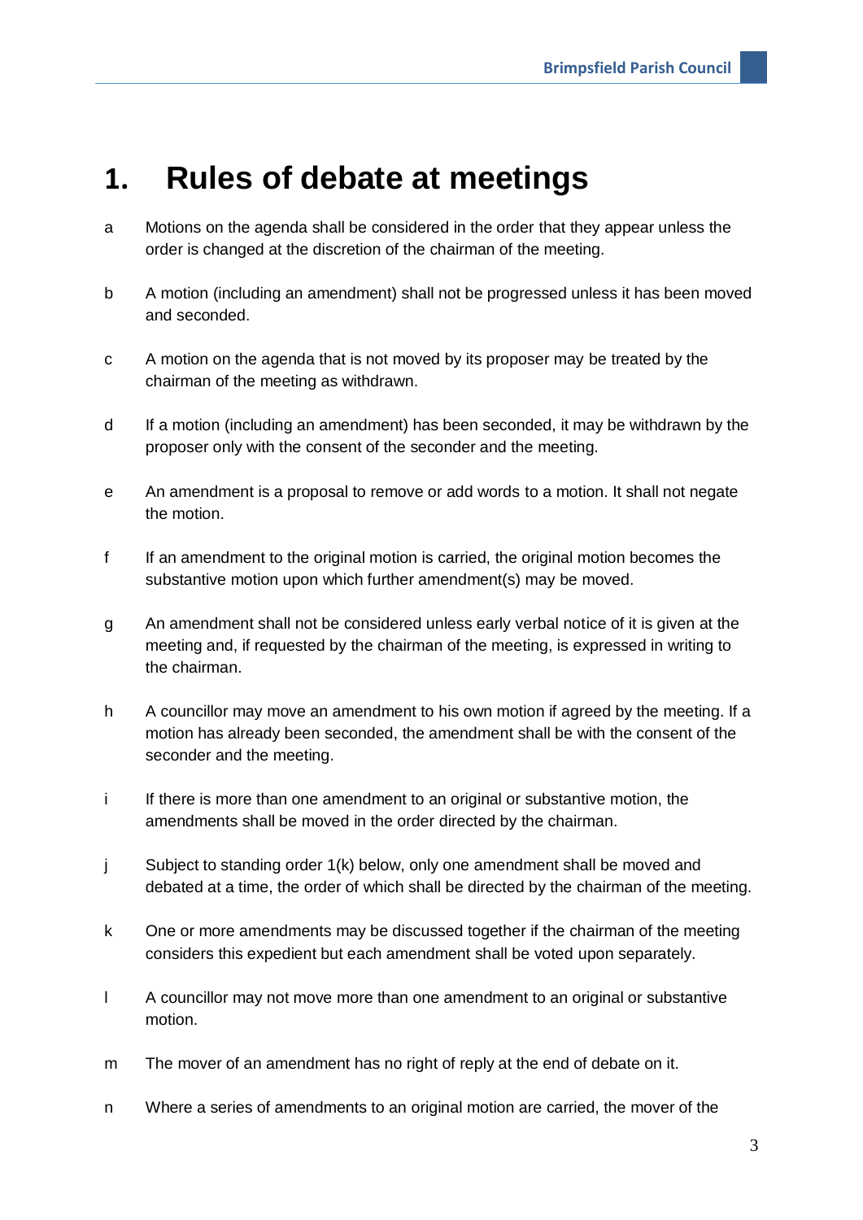# 1. Rules of debate at meetings

a Motions on the agenda shall be considered in the order that they appear unless the order is changed at the discretion of the chairman of the meeting.

b A motion (including an amendment) shall not be progressed unless it has been moved and seconded.

c A motion on the agenda that is not moved by its proposer may be treated by the chairman of the meeting as withdrawn.

d If a motion (including an amendment) has been seconded, it may be withdrawn by the proposer only with the consent of the seconder and the meeting.

e An amendment is a proposal to remove or add words to a motion. It shall not negate the motion.

f If an amendment to the original motion is carried, the original motion becomes the substantive motion upon which further amendment(s) may be moved.

g An amendment shall not be considered unless early verbal notice of it is given at the meeting and, if requested by the chairman of the meeting, is expressed in writing to the chairman.

h A councillor may move an amendment to his own motion if agreed by the meeting. If a motion has already been seconded, the amendment shall be with the consent of the seconder and the meeting.

i If there is more than one amendment to an original or substantive motion, the amendments shall be moved in the order directed by the chairman.

j Subject to standing order 1(k) below, only one amendment shall be moved and debated at a time, the order of which shall be directed by the chairman of the meeting.

k One or more amendments may be discussed together if the chairman of the meeting considers this expedient but each amendment shall be voted upon separately.

l A councillor may not move more than one amendment to an original or substantive motion.

m The mover of an amendment has no right of reply at the end of debate on it.

n Where a series of amendments to an original motion are carried, the mover of the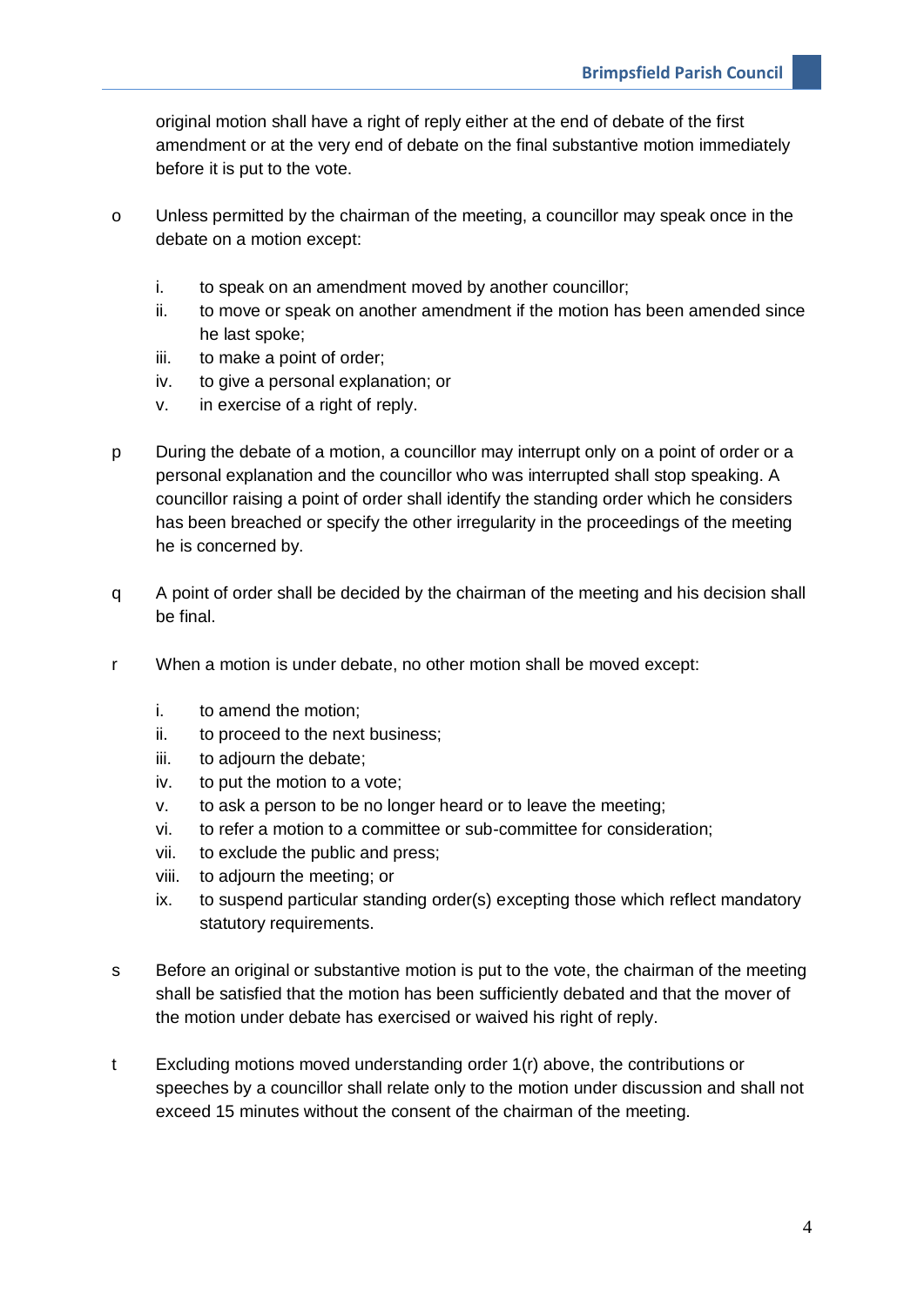original motion shall have a right of reply either at the end of debate of the first amendment or at the very end of debate on the final substantive motion immediately before it is put to the vote.

o Unless permitted by the chairman of the meeting, a councillor may speak once in the debate on a motion except:

   i. to speak on an amendment moved by another councillor;
   ii. to move or speak on another amendment if the motion has been amended since he last spoke;
   iii. to make a point of order;
   iv. to give a personal explanation; or
   v. in exercise of a right of reply.

p During the debate of a motion, a councillor may interrupt only on a point of order or a personal explanation and the councillor who was interrupted shall stop speaking. A councillor raising a point of order shall identify the standing order which he considers has been breached or specify the other irregularity in the proceedings of the meeting he is concerned by.

q A point of order shall be decided by the chairman of the meeting and his decision shall be final.

r When a motion is under debate, no other motion shall be moved except:

   i. to amend the motion;
   ii. to proceed to the next business;
   iii. to adjourn the debate;
   iv. to put the motion to a vote;
   v. to ask a person to be no longer heard or to leave the meeting;
   vi. to refer a motion to a committee or sub-committee for consideration;
   vii. to exclude the public and press;
   viii. to adjourn the meeting; or
   ix. to suspend particular standing order(s) excepting those which reflect mandatory statutory requirements.

s Before an original or substantive motion is put to the vote, the chairman of the meeting shall be satisfied that the motion has been sufficiently debated and that the mover of the motion under debate has exercised or waived his right of reply.

t Excluding motions moved understanding order 1(r) above, the contributions or speeches by a councillor shall relate only to the motion under discussion and shall not exceed 15 minutes without the consent of the chairman of the meeting.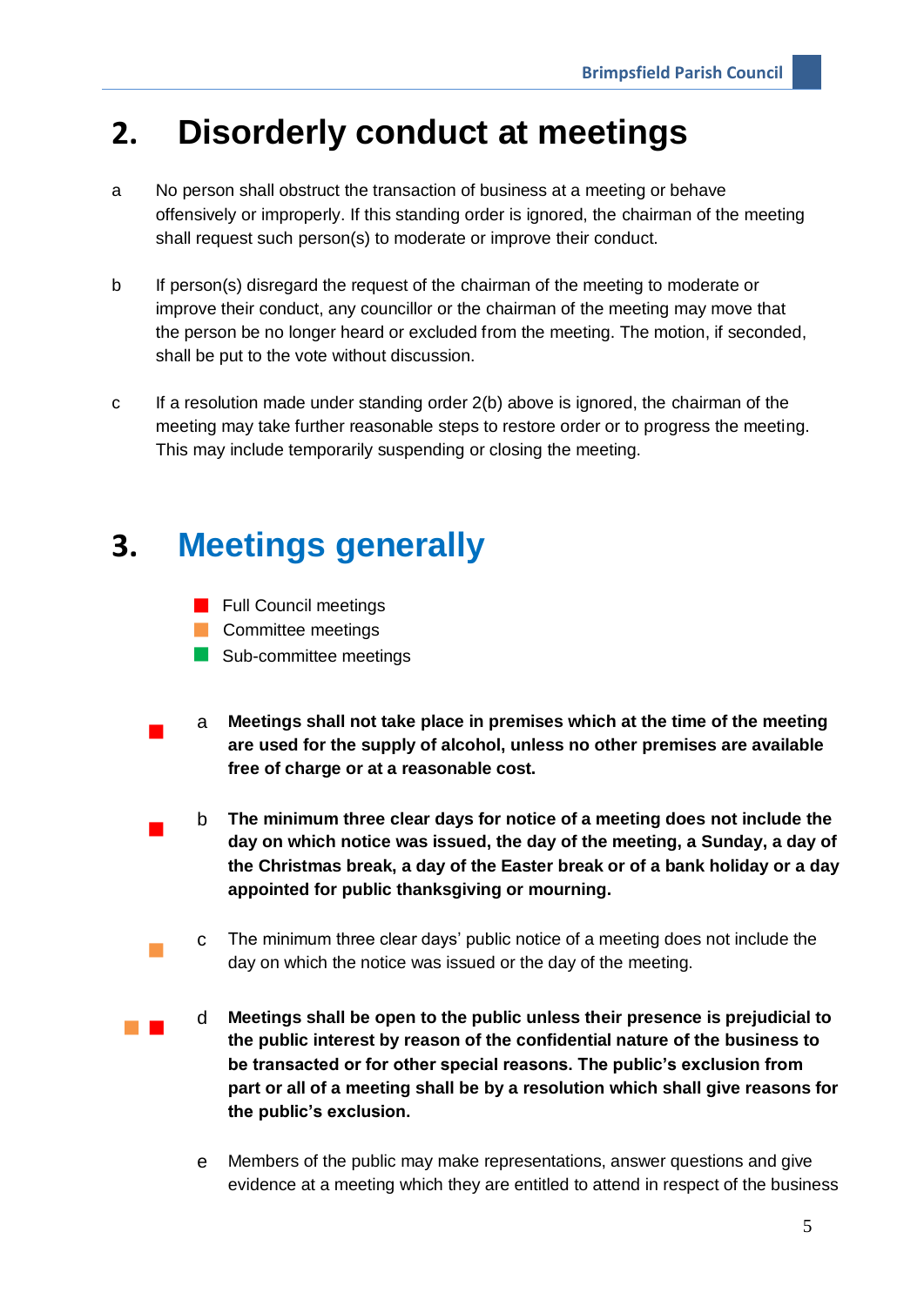## 2. Disorderly conduct at meetings

a No person shall obstruct the transaction of business at a meeting or behave offensively or improperly. If this standing order is ignored, the chairman of the meeting shall request such person(s) to moderate or improve their conduct.

b If person(s) disregard the request of the chairman of the meeting to moderate or improve their conduct, any councillor or the chairman of the meeting may move that the person be no longer heard or excluded from the meeting. The motion, if seconded, shall be put to the vote without discussion.

c If a resolution made under standing order 2(b) above is ignored, the chairman of the meeting may take further reasonable steps to restore order or to progress the meeting. This may include temporarily suspending or closing the meeting.

## 3. Meetings generally

- ■ (red) Full Council meetings
- ■ (orange) Committee meetings
- ■ (green) Sub-committee meetings

■ (red) a **Meetings shall not take place in premises which at the time of the meeting are used for the supply of alcohol, unless no other premises are available free of charge or at a reasonable cost.**

■ (red) b **The minimum three clear days for notice of a meeting does not include the day on which notice was issued, the day of the meeting, a Sunday, a day of the Christmas break, a day of the Easter break or of a bank holiday or a day appointed for public thanksgiving or mourning.**

■ (orange) c The minimum three clear days' public notice of a meeting does not include the day on which the notice was issued or the day of the meeting.

■ (orange) ■ (red) d **Meetings shall be open to the public unless their presence is prejudicial to the public interest by reason of the confidential nature of the business to be transacted or for other special reasons. The public's exclusion from part or all of a meeting shall be by a resolution which shall give reasons for the public's exclusion.**

e Members of the public may make representations, answer questions and give evidence at a meeting which they are entitled to attend in respect of the business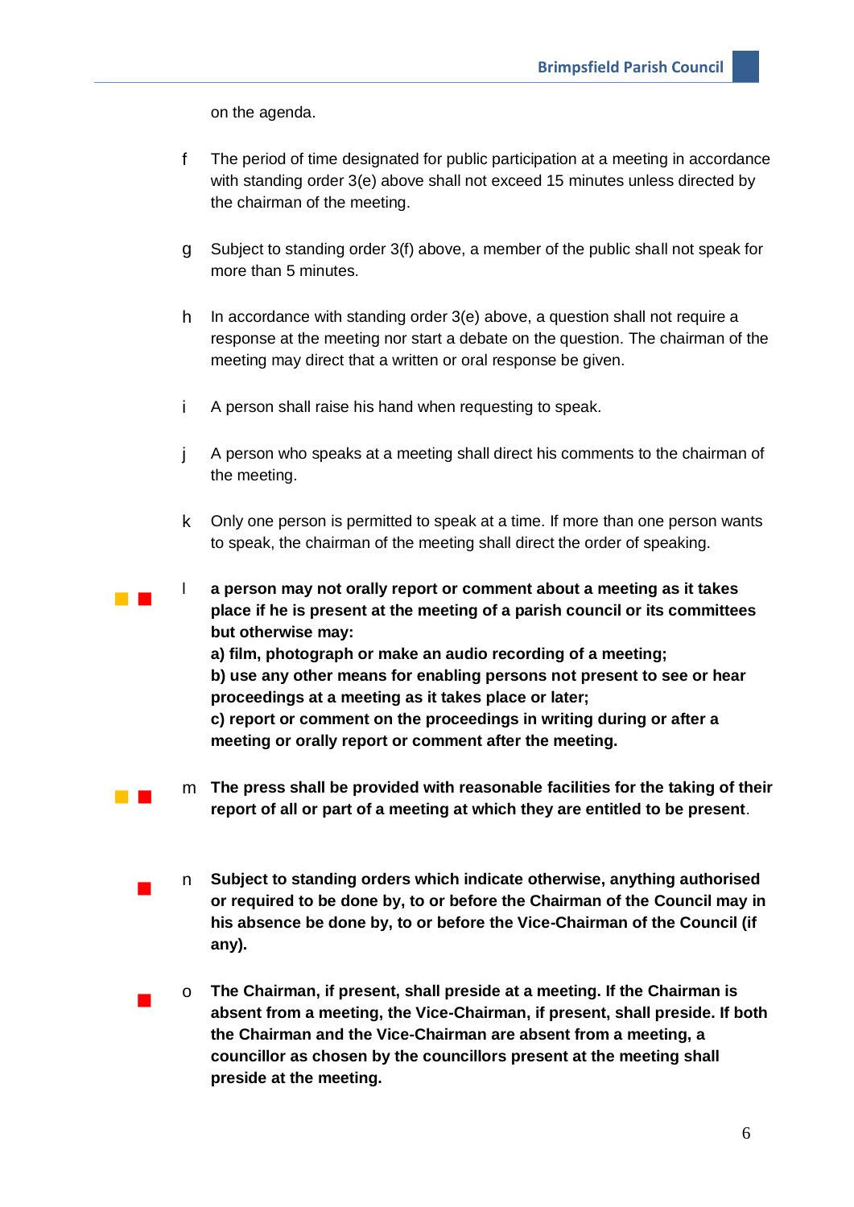on the agenda.

f The period of time designated for public participation at a meeting in accordance with standing order 3(e) above shall not exceed 15 minutes unless directed by the chairman of the meeting.

g Subject to standing order 3(f) above, a member of the public shall not speak for more than 5 minutes.

h In accordance with standing order 3(e) above, a question shall not require a response at the meeting nor start a debate on the question. The chairman of the meeting may direct that a written or oral response be given.

i A person shall raise his hand when requesting to speak.

j A person who speaks at a meeting shall direct his comments to the chairman of the meeting.

k Only one person is permitted to speak at a time. If more than one person wants to speak, the chairman of the meeting shall direct the order of speaking.

l **a person may not orally report or comment about a meeting as it takes place if he is present at the meeting of a parish council or its committees but otherwise may:**
**a) film, photograph or make an audio recording of a meeting;**
**b) use any other means for enabling persons not present to see or hear proceedings at a meeting as it takes place or later;**
**c) report or comment on the proceedings in writing during or after a meeting or orally report or comment after the meeting.**

m **The press shall be provided with reasonable facilities for the taking of their report of all or part of a meeting at which they are entitled to be present**.

n **Subject to standing orders which indicate otherwise, anything authorised or required to be done by, to or before the Chairman of the Council may in his absence be done by, to or before the Vice-Chairman of the Council (if any).**

o **The Chairman, if present, shall preside at a meeting. If the Chairman is absent from a meeting, the Vice-Chairman, if present, shall preside. If both the Chairman and the Vice-Chairman are absent from a meeting, a councillor as chosen by the councillors present at the meeting shall preside at the meeting.**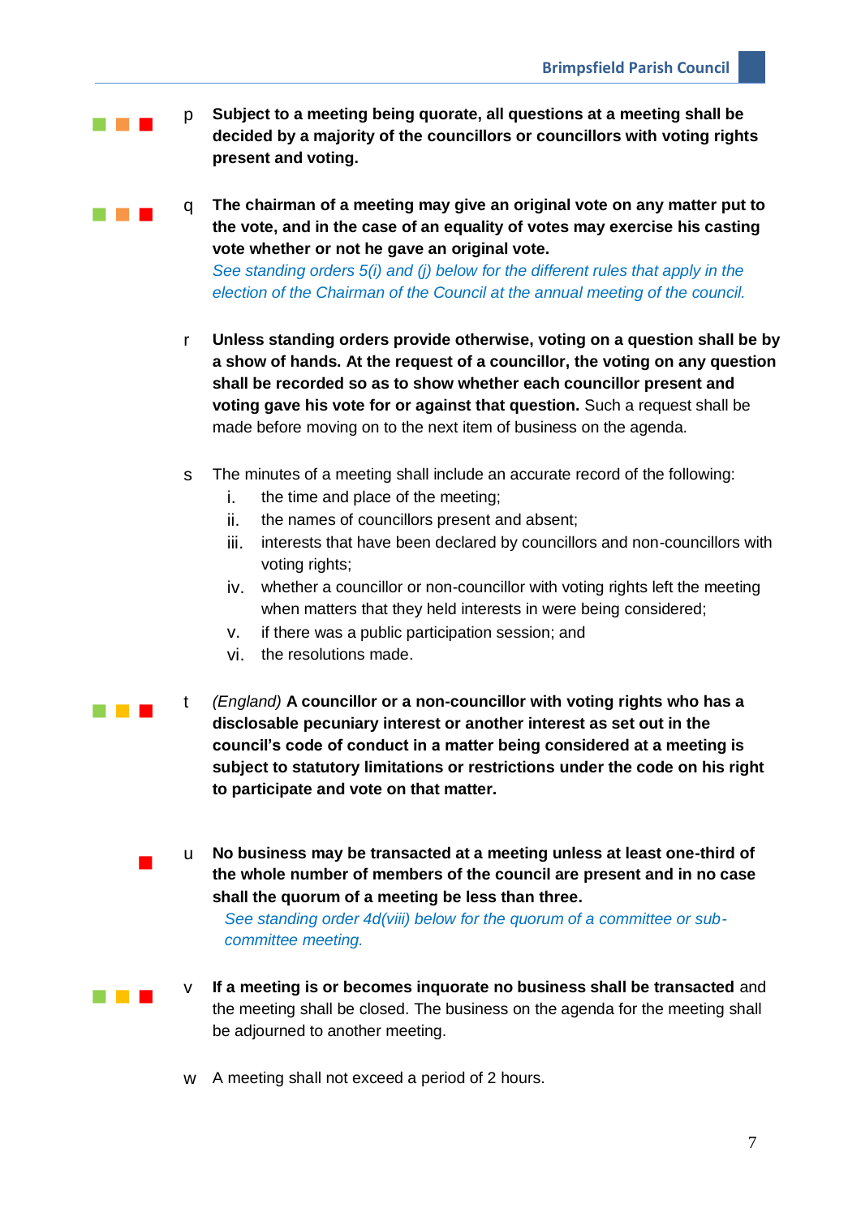p **Subject to a meeting being quorate, all questions at a meeting shall be decided by a majority of the councillors or councillors with voting rights present and voting.**

q **The chairman of a meeting may give an original vote on any matter put to the vote, and in the case of an equality of votes may exercise his casting vote whether or not he gave an original vote.**
*See standing orders 5(i) and (j) below for the different rules that apply in the election of the Chairman of the Council at the annual meeting of the council.*

r **Unless standing orders provide otherwise, voting on a question shall be by a show of hands. At the request of a councillor, the voting on any question shall be recorded so as to show whether each councillor present and voting gave his vote for or against that question.** Such a request shall be made before moving on to the next item of business on the agenda.

s The minutes of a meeting shall include an accurate record of the following:

i. the time and place of the meeting;
ii. the names of councillors present and absent;
iii. interests that have been declared by councillors and non-councillors with voting rights;
iv. whether a councillor or non-councillor with voting rights left the meeting when matters that they held interests in were being considered;
v. if there was a public participation session; and
vi. the resolutions made.

t *(England)* **A councillor or a non-councillor with voting rights who has a disclosable pecuniary interest or another interest as set out in the council's code of conduct in a matter being considered at a meeting is subject to statutory limitations or restrictions under the code on his right to participate and vote on that matter.**

u **No business may be transacted at a meeting unless at least one-third of the whole number of members of the council are present and in no case shall the quorum of a meeting be less than three.**
*See standing order 4d(viii) below for the quorum of a committee or sub-committee meeting.*

v **If a meeting is or becomes inquorate no business shall be transacted** and the meeting shall be closed. The business on the agenda for the meeting shall be adjourned to another meeting.

w A meeting shall not exceed a period of 2 hours.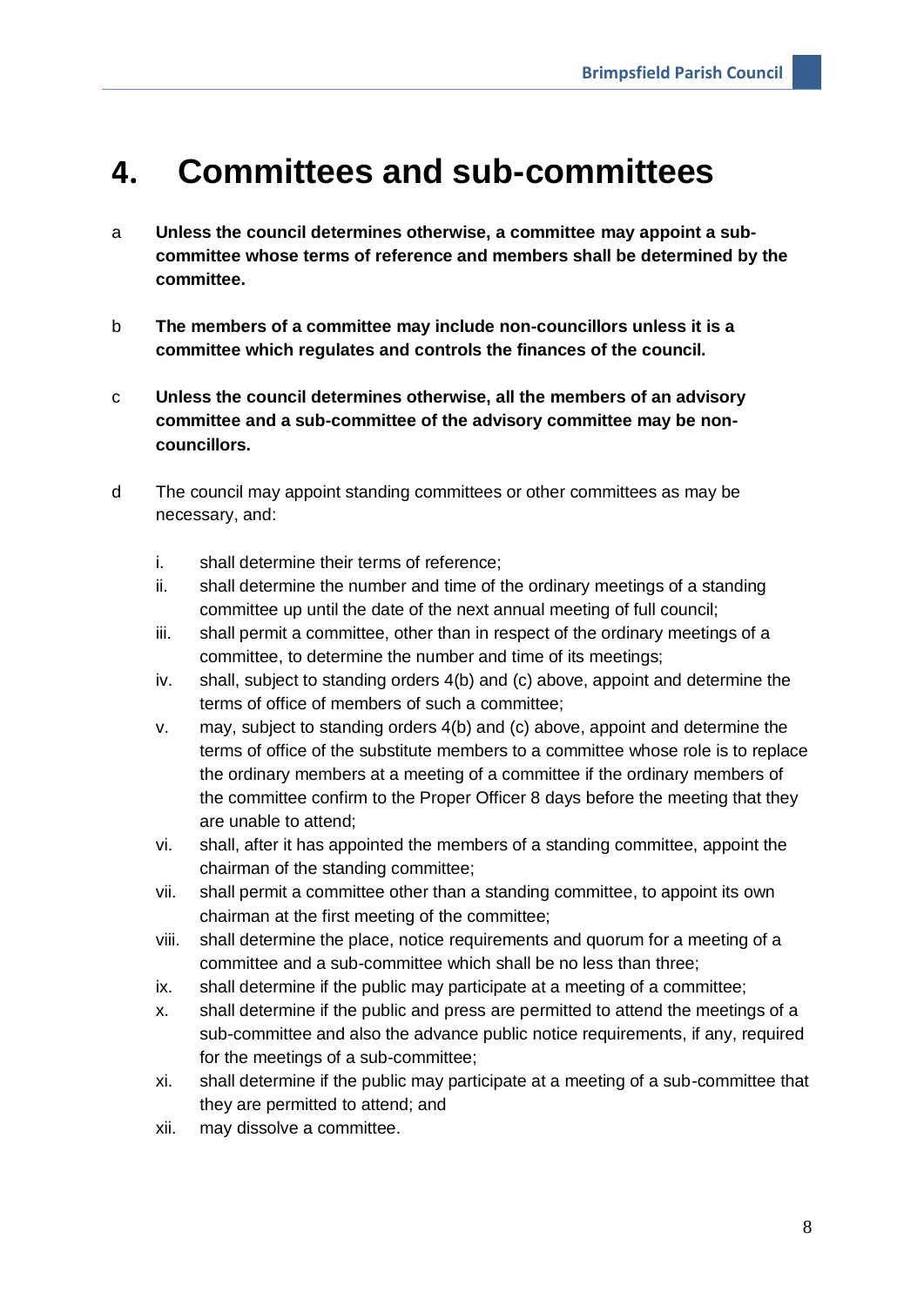# 4. Committees and sub-committees

a **Unless the council determines otherwise, a committee may appoint a sub-committee whose terms of reference and members shall be determined by the committee.**

b **The members of a committee may include non-councillors unless it is a committee which regulates and controls the finances of the council.**

c **Unless the council determines otherwise, all the members of an advisory committee and a sub-committee of the advisory committee may be non-councillors.**

d The council may appoint standing committees or other committees as may be necessary, and:

   i. shall determine their terms of reference;
   ii. shall determine the number and time of the ordinary meetings of a standing committee up until the date of the next annual meeting of full council;
   iii. shall permit a committee, other than in respect of the ordinary meetings of a committee, to determine the number and time of its meetings;
   iv. shall, subject to standing orders 4(b) and (c) above, appoint and determine the terms of office of members of such a committee;
   v. may, subject to standing orders 4(b) and (c) above, appoint and determine the terms of office of the substitute members to a committee whose role is to replace the ordinary members at a meeting of a committee if the ordinary members of the committee confirm to the Proper Officer 8 days before the meeting that they are unable to attend;
   vi. shall, after it has appointed the members of a standing committee, appoint the chairman of the standing committee;
   vii. shall permit a committee other than a standing committee, to appoint its own chairman at the first meeting of the committee;
   viii. shall determine the place, notice requirements and quorum for a meeting of a committee and a sub-committee which shall be no less than three;
   ix. shall determine if the public may participate at a meeting of a committee;
   x. shall determine if the public and press are permitted to attend the meetings of a sub-committee and also the advance public notice requirements, if any, required for the meetings of a sub-committee;
   xi. shall determine if the public may participate at a meeting of a sub-committee that they are permitted to attend; and
   xii. may dissolve a committee.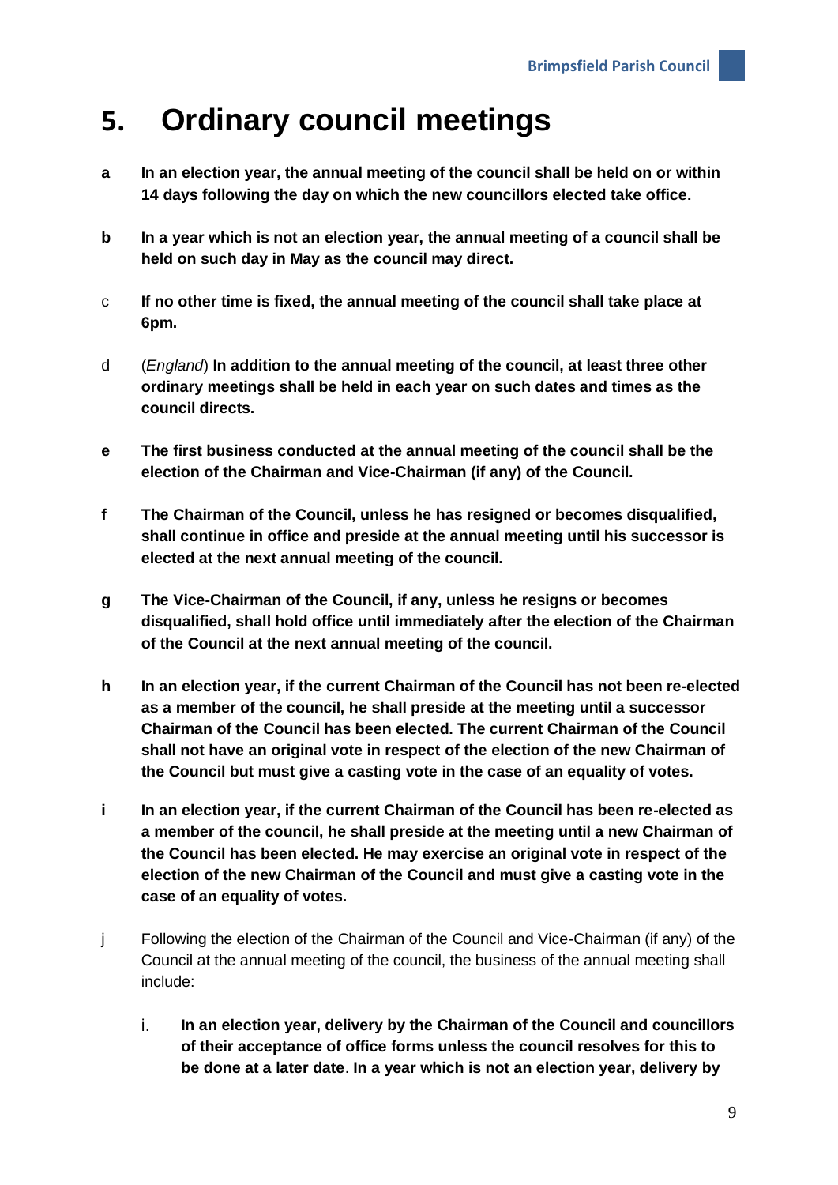# 5. Ordinary council meetings

a **In an election year, the annual meeting of the council shall be held on or within 14 days following the day on which the new councillors elected take office.**

b **In a year which is not an election year, the annual meeting of a council shall be held on such day in May as the council may direct.**

c **If no other time is fixed, the annual meeting of the council shall take place at 6pm.**

d (*England*) **In addition to the annual meeting of the council, at least three other ordinary meetings shall be held in each year on such dates and times as the council directs.**

e **The first business conducted at the annual meeting of the council shall be the election of the Chairman and Vice-Chairman (if any) of the Council.**

f **The Chairman of the Council, unless he has resigned or becomes disqualified, shall continue in office and preside at the annual meeting until his successor is elected at the next annual meeting of the council.**

g **The Vice-Chairman of the Council, if any, unless he resigns or becomes disqualified, shall hold office until immediately after the election of the Chairman of the Council at the next annual meeting of the council.**

h **In an election year, if the current Chairman of the Council has not been re-elected as a member of the council, he shall preside at the meeting until a successor Chairman of the Council has been elected. The current Chairman of the Council shall not have an original vote in respect of the election of the new Chairman of the Council but must give a casting vote in the case of an equality of votes.**

i **In an election year, if the current Chairman of the Council has been re-elected as a member of the council, he shall preside at the meeting until a new Chairman of the Council has been elected. He may exercise an original vote in respect of the election of the new Chairman of the Council and must give a casting vote in the case of an equality of votes.**

j Following the election of the Chairman of the Council and Vice-Chairman (if any) of the Council at the annual meeting of the council, the business of the annual meeting shall include:

   i. **In an election year, delivery by the Chairman of the Council and councillors of their acceptance of office forms unless the council resolves for this to be done at a later date**. **In a year which is not an election year, delivery by**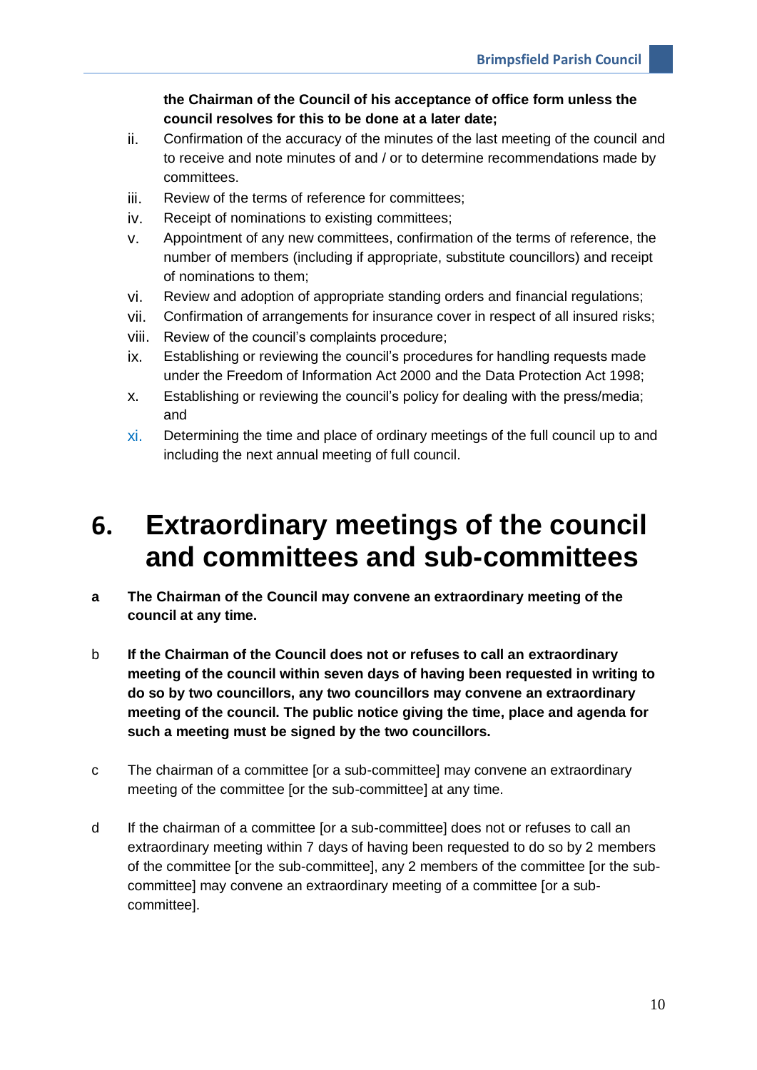**the Chairman of the Council of his acceptance of office form unless the council resolves for this to be done at a later date;**

ii. Confirmation of the accuracy of the minutes of the last meeting of the council and to receive and note minutes of and / or to determine recommendations made by committees.
iii. Review of the terms of reference for committees;
iv. Receipt of nominations to existing committees;
v. Appointment of any new committees, confirmation of the terms of reference, the number of members (including if appropriate, substitute councillors) and receipt of nominations to them;
vi. Review and adoption of appropriate standing orders and financial regulations;
vii. Confirmation of arrangements for insurance cover in respect of all insured risks;
viii. Review of the council's complaints procedure;
ix. Establishing or reviewing the council's procedures for handling requests made under the Freedom of Information Act 2000 and the Data Protection Act 1998;
x. Establishing or reviewing the council's policy for dealing with the press/media; and
xi. Determining the time and place of ordinary meetings of the full council up to and including the next annual meeting of full council.

# 6. Extraordinary meetings of the council and committees and sub-committees

**a** **The Chairman of the Council may convene an extraordinary meeting of the council at any time.**

b **If the Chairman of the Council does not or refuses to call an extraordinary meeting of the council within seven days of having been requested in writing to do so by two councillors, any two councillors may convene an extraordinary meeting of the council. The public notice giving the time, place and agenda for such a meeting must be signed by the two councillors.**

c The chairman of a committee [or a sub-committee] may convene an extraordinary meeting of the committee [or the sub-committee] at any time.

d If the chairman of a committee [or a sub-committee] does not or refuses to call an extraordinary meeting within 7 days of having been requested to do so by 2 members of the committee [or the sub-committee], any 2 members of the committee [or the sub-committee] may convene an extraordinary meeting of a committee [or a sub-committee].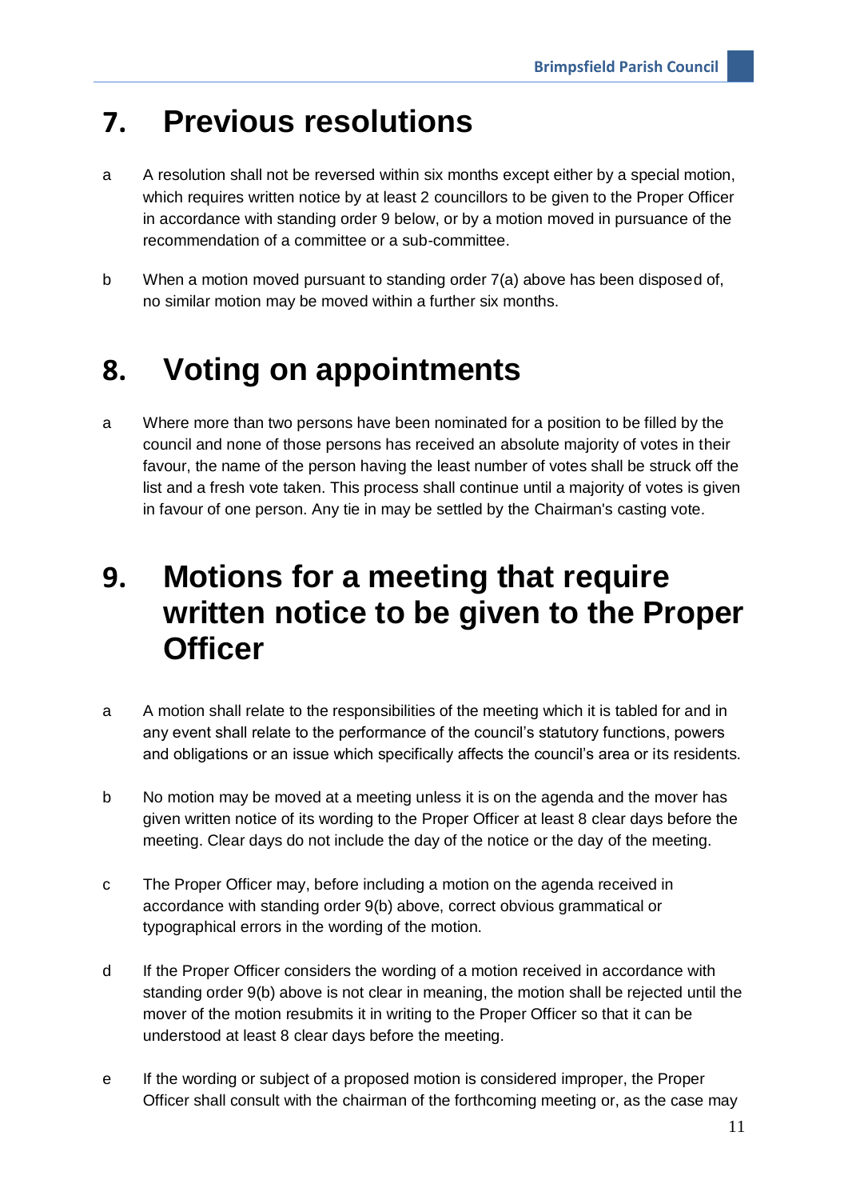# 7. Previous resolutions

a A resolution shall not be reversed within six months except either by a special motion, which requires written notice by at least 2 councillors to be given to the Proper Officer in accordance with standing order 9 below, or by a motion moved in pursuance of the recommendation of a committee or a sub-committee.

b When a motion moved pursuant to standing order 7(a) above has been disposed of, no similar motion may be moved within a further six months.

# 8. Voting on appointments

a Where more than two persons have been nominated for a position to be filled by the council and none of those persons has received an absolute majority of votes in their favour, the name of the person having the least number of votes shall be struck off the list and a fresh vote taken. This process shall continue until a majority of votes is given in favour of one person. Any tie in may be settled by the Chairman's casting vote.

# 9. Motions for a meeting that require written notice to be given to the Proper Officer

a A motion shall relate to the responsibilities of the meeting which it is tabled for and in any event shall relate to the performance of the council's statutory functions, powers and obligations or an issue which specifically affects the council's area or its residents.

b No motion may be moved at a meeting unless it is on the agenda and the mover has given written notice of its wording to the Proper Officer at least 8 clear days before the meeting. Clear days do not include the day of the notice or the day of the meeting.

c The Proper Officer may, before including a motion on the agenda received in accordance with standing order 9(b) above, correct obvious grammatical or typographical errors in the wording of the motion.

d If the Proper Officer considers the wording of a motion received in accordance with standing order 9(b) above is not clear in meaning, the motion shall be rejected until the mover of the motion resubmits it in writing to the Proper Officer so that it can be understood at least 8 clear days before the meeting.

e If the wording or subject of a proposed motion is considered improper, the Proper Officer shall consult with the chairman of the forthcoming meeting or, as the case may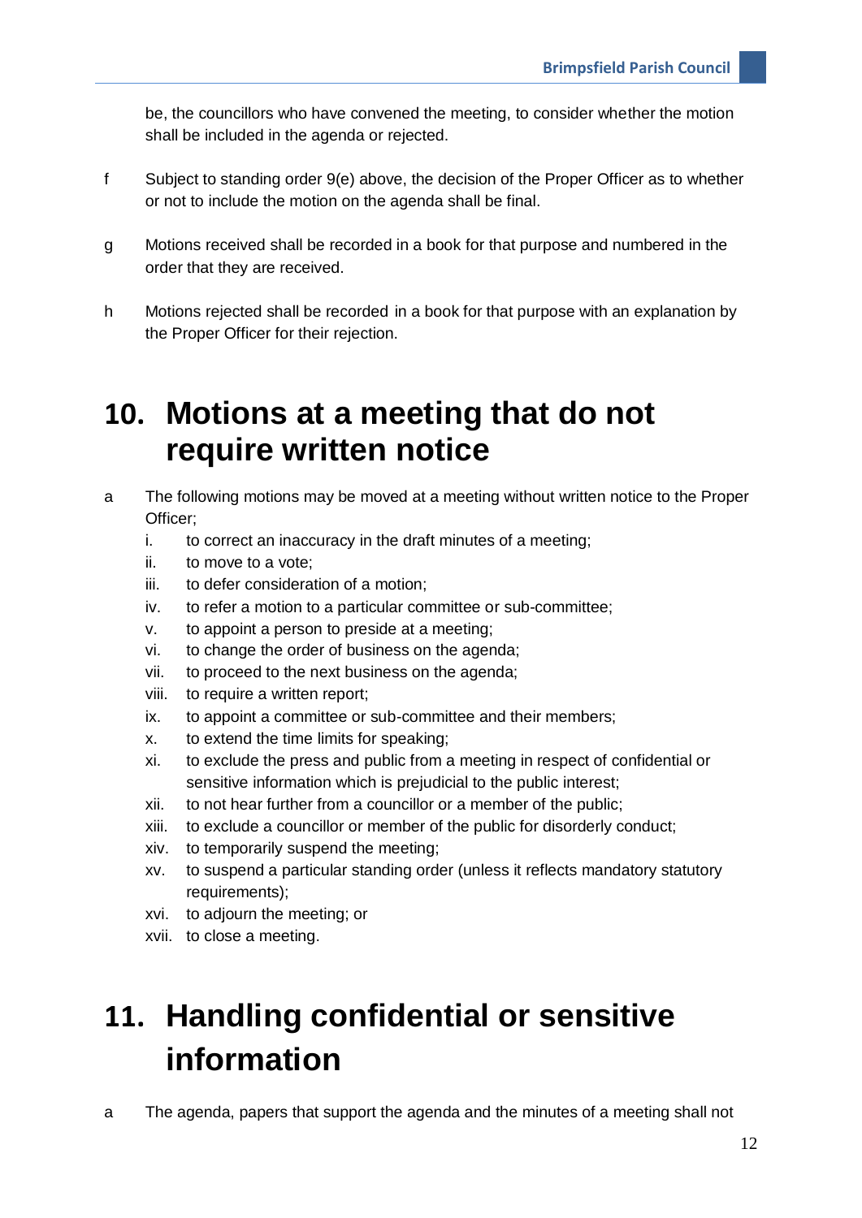be, the councillors who have convened the meeting, to consider whether the motion shall be included in the agenda or rejected.

f Subject to standing order 9(e) above, the decision of the Proper Officer as to whether or not to include the motion on the agenda shall be final.

g Motions received shall be recorded in a book for that purpose and numbered in the order that they are received.

h Motions rejected shall be recorded in a book for that purpose with an explanation by the Proper Officer for their rejection.

# 10. Motions at a meeting that do not require written notice

a The following motions may be moved at a meeting without written notice to the Proper Officer;

i. to correct an inaccuracy in the draft minutes of a meeting;
ii. to move to a vote;
iii. to defer consideration of a motion;
iv. to refer a motion to a particular committee or sub-committee;
v. to appoint a person to preside at a meeting;
vi. to change the order of business on the agenda;
vii. to proceed to the next business on the agenda;
viii. to require a written report;
ix. to appoint a committee or sub-committee and their members;
x. to extend the time limits for speaking;
xi. to exclude the press and public from a meeting in respect of confidential or sensitive information which is prejudicial to the public interest;
xii. to not hear further from a councillor or a member of the public;
xiii. to exclude a councillor or member of the public for disorderly conduct;
xiv. to temporarily suspend the meeting;
xv. to suspend a particular standing order (unless it reflects mandatory statutory requirements);
xvi. to adjourn the meeting; or
xvii. to close a meeting.

# 11. Handling confidential or sensitive information

a The agenda, papers that support the agenda and the minutes of a meeting shall not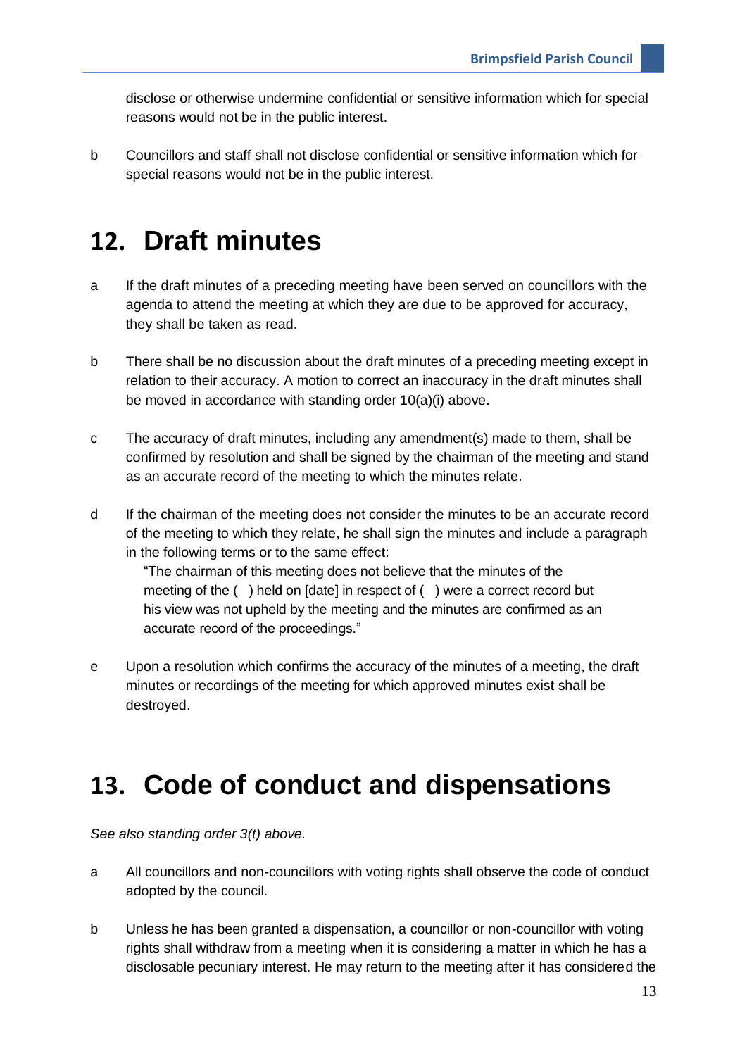disclose or otherwise undermine confidential or sensitive information which for special reasons would not be in the public interest.

b Councillors and staff shall not disclose confidential or sensitive information which for special reasons would not be in the public interest.

# 12. Draft minutes

a If the draft minutes of a preceding meeting have been served on councillors with the agenda to attend the meeting at which they are due to be approved for accuracy, they shall be taken as read.

b There shall be no discussion about the draft minutes of a preceding meeting except in relation to their accuracy. A motion to correct an inaccuracy in the draft minutes shall be moved in accordance with standing order 10(a)(i) above.

c The accuracy of draft minutes, including any amendment(s) made to them, shall be confirmed by resolution and shall be signed by the chairman of the meeting and stand as an accurate record of the meeting to which the minutes relate.

d If the chairman of the meeting does not consider the minutes to be an accurate record of the meeting to which they relate, he shall sign the minutes and include a paragraph in the following terms or to the same effect:

> "The chairman of this meeting does not believe that the minutes of the meeting of the ( ) held on [date] in respect of ( ) were a correct record but his view was not upheld by the meeting and the minutes are confirmed as an accurate record of the proceedings."

e Upon a resolution which confirms the accuracy of the minutes of a meeting, the draft minutes or recordings of the meeting for which approved minutes exist shall be destroyed.

# 13. Code of conduct and dispensations

*See also standing order 3(t) above.*

a All councillors and non-councillors with voting rights shall observe the code of conduct adopted by the council.

b Unless he has been granted a dispensation, a councillor or non-councillor with voting rights shall withdraw from a meeting when it is considering a matter in which he has a disclosable pecuniary interest. He may return to the meeting after it has considered the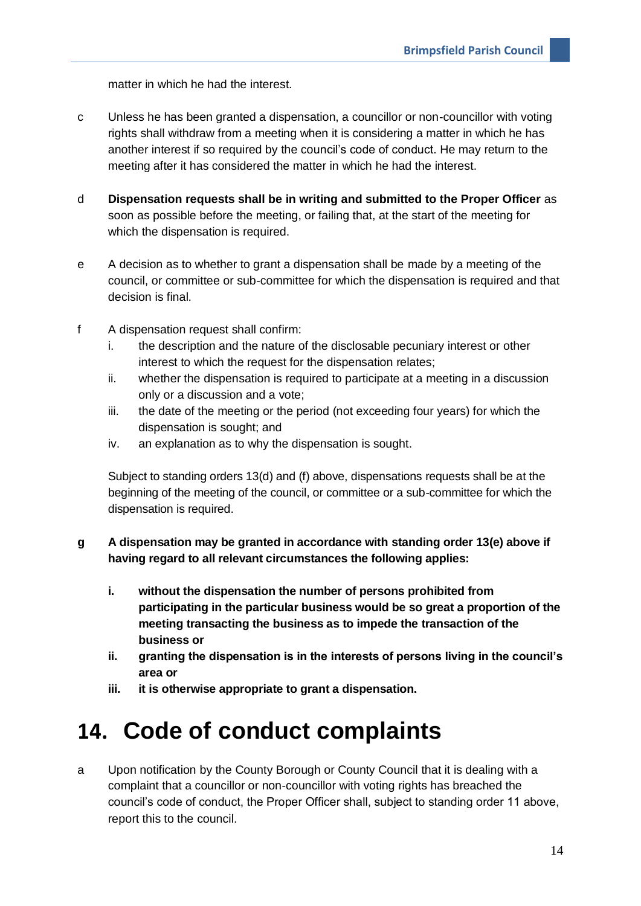matter in which he had the interest.

c Unless he has been granted a dispensation, a councillor or non-councillor with voting rights shall withdraw from a meeting when it is considering a matter in which he has another interest if so required by the council's code of conduct. He may return to the meeting after it has considered the matter in which he had the interest.

d **Dispensation requests shall be in writing and submitted to the Proper Officer** as soon as possible before the meeting, or failing that, at the start of the meeting for which the dispensation is required.

e A decision as to whether to grant a dispensation shall be made by a meeting of the council, or committee or sub-committee for which the dispensation is required and that decision is final.

f A dispensation request shall confirm:

   i. the description and the nature of the disclosable pecuniary interest or other interest to which the request for the dispensation relates;
   ii. whether the dispensation is required to participate at a meeting in a discussion only or a discussion and a vote;
   iii. the date of the meeting or the period (not exceeding four years) for which the dispensation is sought; and
   iv. an explanation as to why the dispensation is sought.

   Subject to standing orders 13(d) and (f) above, dispensations requests shall be at the beginning of the meeting of the council, or committee or a sub-committee for which the dispensation is required.

**g A dispensation may be granted in accordance with standing order 13(e) above if having regard to all relevant circumstances the following applies:**

   **i. without the dispensation the number of persons prohibited from participating in the particular business would be so great a proportion of the meeting transacting the business as to impede the transaction of the business or**
   **ii. granting the dispensation is in the interests of persons living in the council's area or**
   **iii. it is otherwise appropriate to grant a dispensation.**

# 14. Code of conduct complaints

a Upon notification by the County Borough or County Council that it is dealing with a complaint that a councillor or non-councillor with voting rights has breached the council's code of conduct, the Proper Officer shall, subject to standing order 11 above, report this to the council.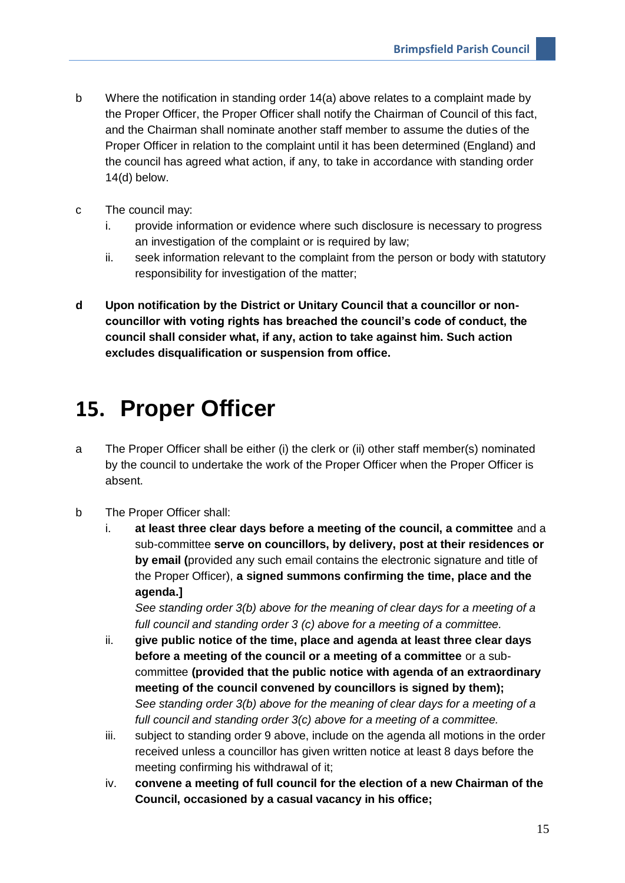b  Where the notification in standing order 14(a) above relates to a complaint made by the Proper Officer, the Proper Officer shall notify the Chairman of Council of this fact, and the Chairman shall nominate another staff member to assume the duties of the Proper Officer in relation to the complaint until it has been determined (England) and the council has agreed what action, if any, to take in accordance with standing order 14(d) below.

c  The council may:
   i. provide information or evidence where such disclosure is necessary to progress an investigation of the complaint or is required by law;
   ii. seek information relevant to the complaint from the person or body with statutory responsibility for investigation of the matter;

**d  Upon notification by the District or Unitary Council that a councillor or non-councillor with voting rights has breached the council's code of conduct, the council shall consider what, if any, action to take against him. Such action excludes disqualification or suspension from office.**

# 15. Proper Officer

a  The Proper Officer shall be either (i) the clerk or (ii) other staff member(s) nominated by the council to undertake the work of the Proper Officer when the Proper Officer is absent.

b  The Proper Officer shall:
   i. **at least three clear days before a meeting of the council, a committee** and a sub-committee **serve on councillors, by delivery, post at their residences or by email (**provided any such email contains the electronic signature and title of the Proper Officer), **a signed summons confirming the time, place and the agenda.]**
   *See standing order 3(b) above for the meaning of clear days for a meeting of a full council and standing order 3 (c) above for a meeting of a committee.*
   ii. **give public notice of the time, place and agenda at least three clear days before a meeting of the council or a meeting of a committee** or a sub-committee **(provided that the public notice with agenda of an extraordinary meeting of the council convened by councillors is signed by them);**
   *See standing order 3(b) above for the meaning of clear days for a meeting of a full council and standing order 3(c) above for a meeting of a committee.*
   iii. subject to standing order 9 above, include on the agenda all motions in the order received unless a councillor has given written notice at least 8 days before the meeting confirming his withdrawal of it;
   iv. **convene a meeting of full council for the election of a new Chairman of the Council, occasioned by a casual vacancy in his office;**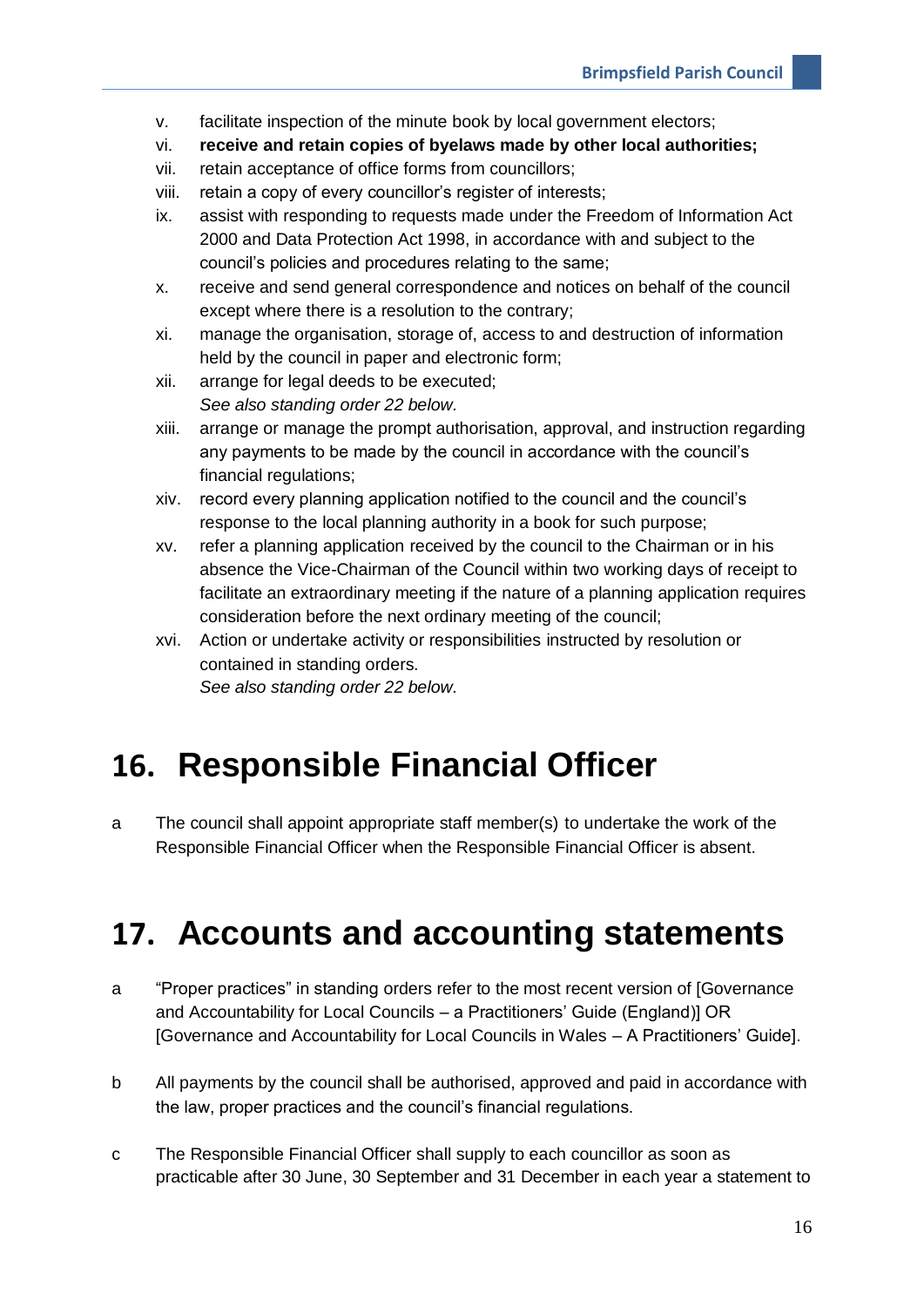v. facilitate inspection of the minute book by local government electors;

vi. **receive and retain copies of byelaws made by other local authorities;**

vii. retain acceptance of office forms from councillors;

viii. retain a copy of every councillor's register of interests;

ix. assist with responding to requests made under the Freedom of Information Act 2000 and Data Protection Act 1998, in accordance with and subject to the council's policies and procedures relating to the same;

x. receive and send general correspondence and notices on behalf of the council except where there is a resolution to the contrary;

xi. manage the organisation, storage of, access to and destruction of information held by the council in paper and electronic form;

xii. arrange for legal deeds to be executed;
*See also standing order 22 below.*

xiii. arrange or manage the prompt authorisation, approval, and instruction regarding any payments to be made by the council in accordance with the council's financial regulations;

xiv. record every planning application notified to the council and the council's response to the local planning authority in a book for such purpose;

xv. refer a planning application received by the council to the Chairman or in his absence the Vice-Chairman of the Council within two working days of receipt to facilitate an extraordinary meeting if the nature of a planning application requires consideration before the next ordinary meeting of the council;

xvi. Action or undertake activity or responsibilities instructed by resolution or contained in standing orders.
*See also standing order 22 below.*

# 16. Responsible Financial Officer

a The council shall appoint appropriate staff member(s) to undertake the work of the Responsible Financial Officer when the Responsible Financial Officer is absent.

# 17. Accounts and accounting statements

a "Proper practices" in standing orders refer to the most recent version of [Governance and Accountability for Local Councils – a Practitioners' Guide (England)] OR [Governance and Accountability for Local Councils in Wales – A Practitioners' Guide].

b All payments by the council shall be authorised, approved and paid in accordance with the law, proper practices and the council's financial regulations.

c The Responsible Financial Officer shall supply to each councillor as soon as practicable after 30 June, 30 September and 31 December in each year a statement to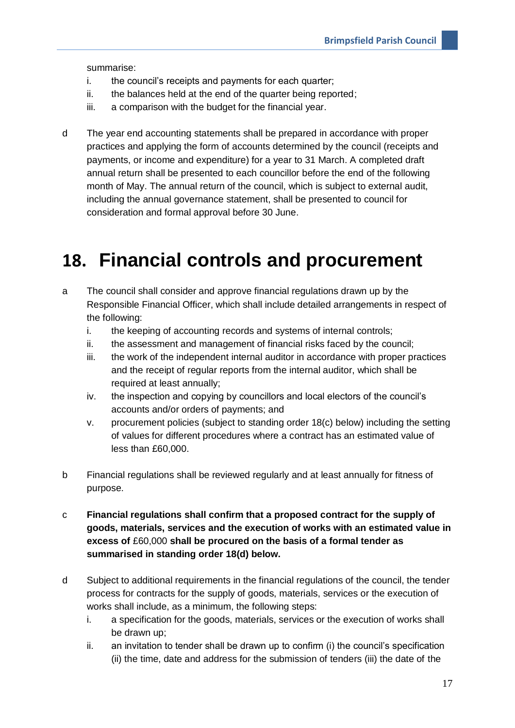summarise:

i. the council's receipts and payments for each quarter;
ii. the balances held at the end of the quarter being reported;
iii. a comparison with the budget for the financial year.

d The year end accounting statements shall be prepared in accordance with proper practices and applying the form of accounts determined by the council (receipts and payments, or income and expenditure) for a year to 31 March. A completed draft annual return shall be presented to each councillor before the end of the following month of May. The annual return of the council, which is subject to external audit, including the annual governance statement, shall be presented to council for consideration and formal approval before 30 June.

# 18. Financial controls and procurement

a The council shall consider and approve financial regulations drawn up by the Responsible Financial Officer, which shall include detailed arrangements in respect of the following:

i. the keeping of accounting records and systems of internal controls;
ii. the assessment and management of financial risks faced by the council;
iii. the work of the independent internal auditor in accordance with proper practices and the receipt of regular reports from the internal auditor, which shall be required at least annually;
iv. the inspection and copying by councillors and local electors of the council's accounts and/or orders of payments; and
v. procurement policies (subject to standing order 18(c) below) including the setting of values for different procedures where a contract has an estimated value of less than £60,000.

b Financial regulations shall be reviewed regularly and at least annually for fitness of purpose.

c **Financial regulations shall confirm that a proposed contract for the supply of goods, materials, services and the execution of works with an estimated value in excess of** £60,000 **shall be procured on the basis of a formal tender as summarised in standing order 18(d) below.**

d Subject to additional requirements in the financial regulations of the council, the tender process for contracts for the supply of goods, materials, services or the execution of works shall include, as a minimum, the following steps:

i. a specification for the goods, materials, services or the execution of works shall be drawn up;
ii. an invitation to tender shall be drawn up to confirm (i) the council's specification (ii) the time, date and address for the submission of tenders (iii) the date of the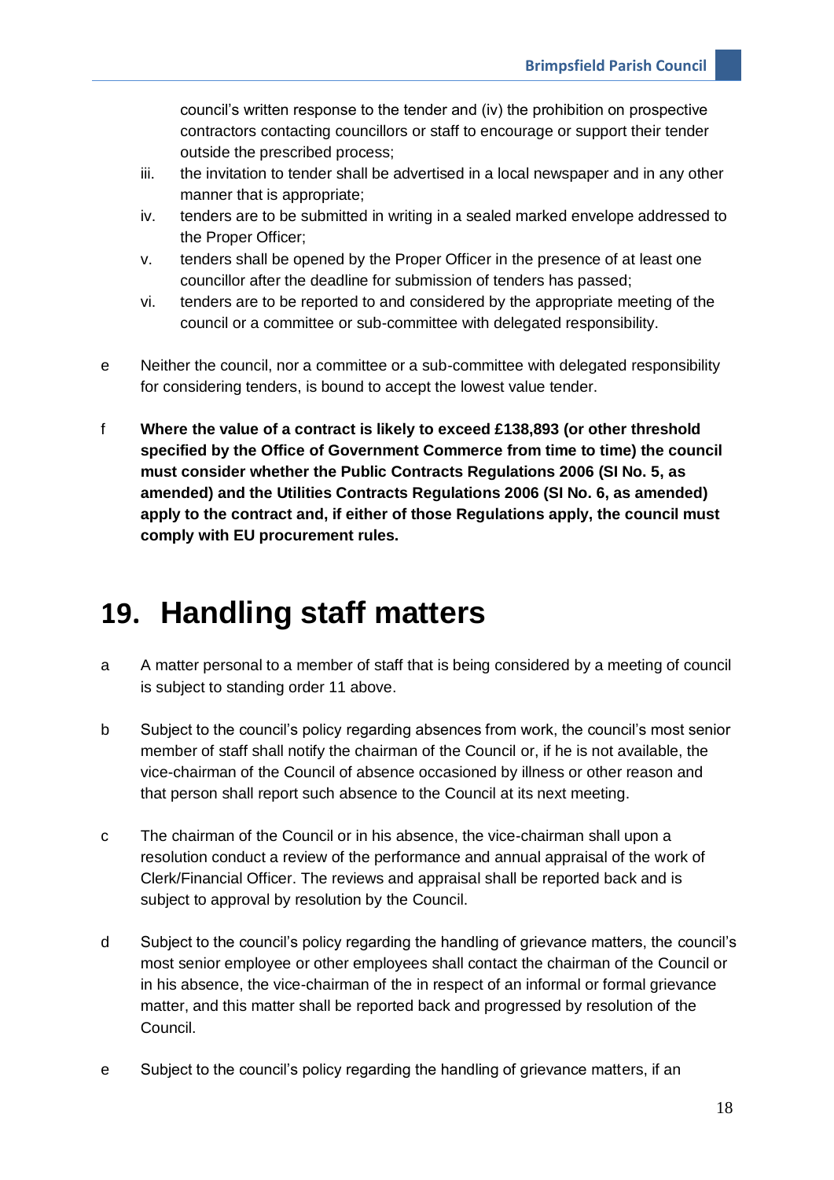council's written response to the tender and (iv) the prohibition on prospective contractors contacting councillors or staff to encourage or support their tender outside the prescribed process;

iii. the invitation to tender shall be advertised in a local newspaper and in any other manner that is appropriate;

iv. tenders are to be submitted in writing in a sealed marked envelope addressed to the Proper Officer;

v. tenders shall be opened by the Proper Officer in the presence of at least one councillor after the deadline for submission of tenders has passed;

vi. tenders are to be reported to and considered by the appropriate meeting of the council or a committee or sub-committee with delegated responsibility.

e Neither the council, nor a committee or a sub-committee with delegated responsibility for considering tenders, is bound to accept the lowest value tender.

f **Where the value of a contract is likely to exceed £138,893 (or other threshold specified by the Office of Government Commerce from time to time) the council must consider whether the Public Contracts Regulations 2006 (SI No. 5, as amended) and the Utilities Contracts Regulations 2006 (SI No. 6, as amended) apply to the contract and, if either of those Regulations apply, the council must comply with EU procurement rules.**

# 19. Handling staff matters

a A matter personal to a member of staff that is being considered by a meeting of council is subject to standing order 11 above.

b Subject to the council's policy regarding absences from work, the council's most senior member of staff shall notify the chairman of the Council or, if he is not available, the vice-chairman of the Council of absence occasioned by illness or other reason and that person shall report such absence to the Council at its next meeting.

c The chairman of the Council or in his absence, the vice-chairman shall upon a resolution conduct a review of the performance and annual appraisal of the work of Clerk/Financial Officer. The reviews and appraisal shall be reported back and is subject to approval by resolution by the Council.

d Subject to the council's policy regarding the handling of grievance matters, the council's most senior employee or other employees shall contact the chairman of the Council or in his absence, the vice-chairman of the in respect of an informal or formal grievance matter, and this matter shall be reported back and progressed by resolution of the Council.

e Subject to the council's policy regarding the handling of grievance matters, if an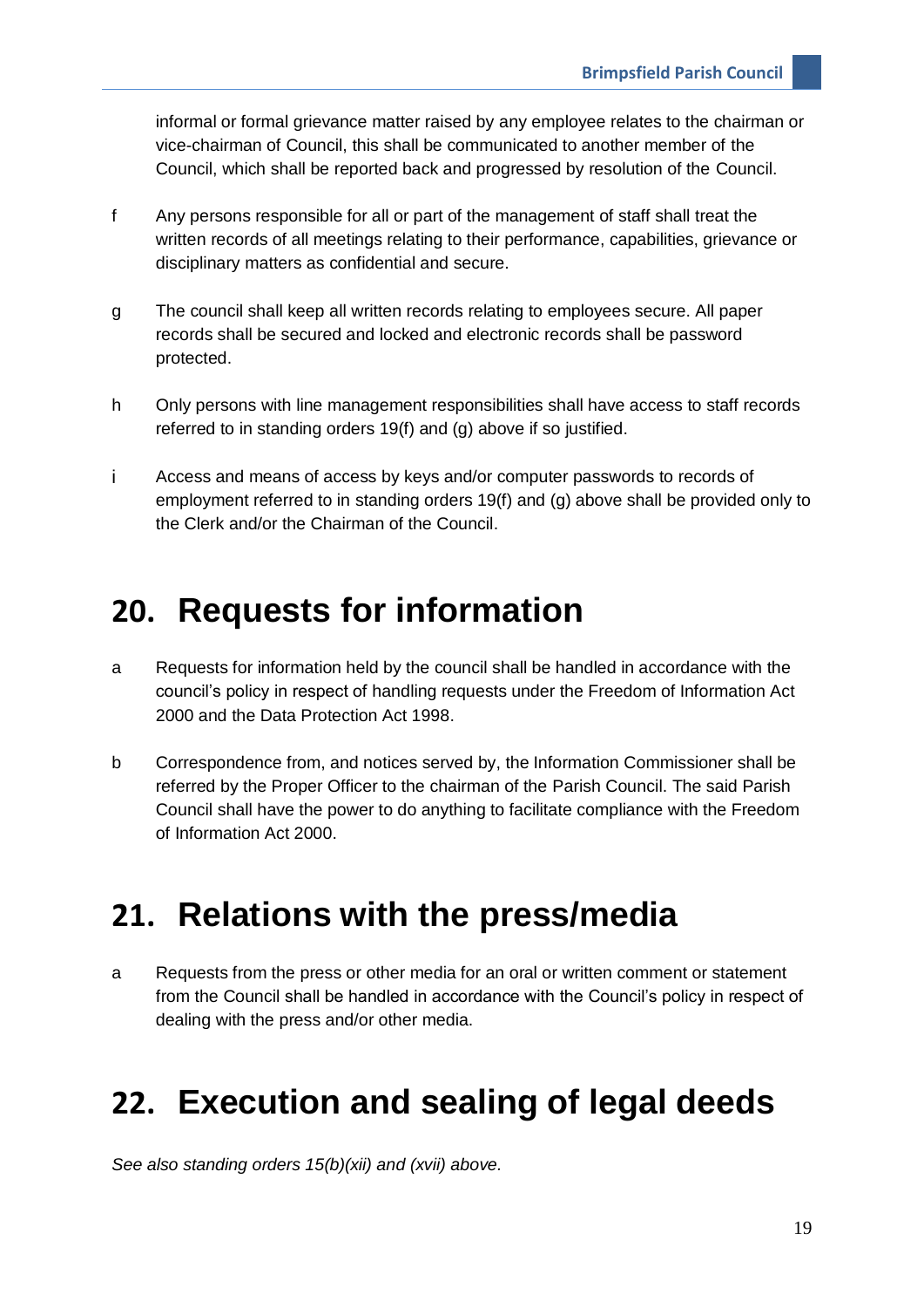informal or formal grievance matter raised by any employee relates to the chairman or vice-chairman of Council, this shall be communicated to another member of the Council, which shall be reported back and progressed by resolution of the Council.

f Any persons responsible for all or part of the management of staff shall treat the written records of all meetings relating to their performance, capabilities, grievance or disciplinary matters as confidential and secure.

g The council shall keep all written records relating to employees secure. All paper records shall be secured and locked and electronic records shall be password protected.

h Only persons with line management responsibilities shall have access to staff records referred to in standing orders 19(f) and (g) above if so justified.

i Access and means of access by keys and/or computer passwords to records of employment referred to in standing orders 19(f) and (g) above shall be provided only to the Clerk and/or the Chairman of the Council.

# 20. Requests for information

a Requests for information held by the council shall be handled in accordance with the council's policy in respect of handling requests under the Freedom of Information Act 2000 and the Data Protection Act 1998.

b Correspondence from, and notices served by, the Information Commissioner shall be referred by the Proper Officer to the chairman of the Parish Council. The said Parish Council shall have the power to do anything to facilitate compliance with the Freedom of Information Act 2000.

# 21. Relations with the press/media

a Requests from the press or other media for an oral or written comment or statement from the Council shall be handled in accordance with the Council's policy in respect of dealing with the press and/or other media.

# 22. Execution and sealing of legal deeds

*See also standing orders 15(b)(xii) and (xvii) above.*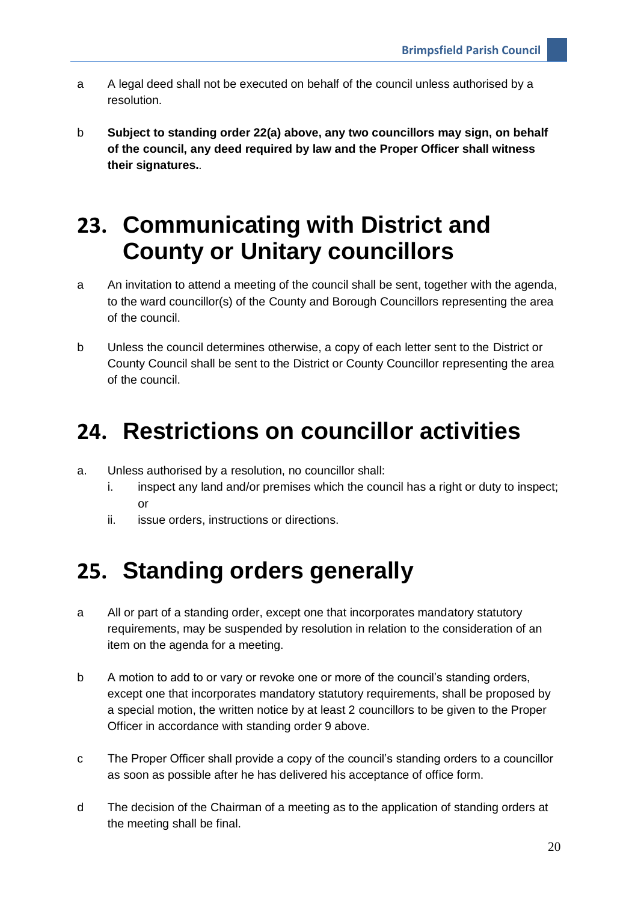a A legal deed shall not be executed on behalf of the council unless authorised by a resolution.

b **Subject to standing order 22(a) above, any two councillors may sign, on behalf of the council, any deed required by law and the Proper Officer shall witness their signatures.**.

# 23. Communicating with District and County or Unitary councillors

a An invitation to attend a meeting of the council shall be sent, together with the agenda, to the ward councillor(s) of the County and Borough Councillors representing the area of the council.

b Unless the council determines otherwise, a copy of each letter sent to the District or County Council shall be sent to the District or County Councillor representing the area of the council.

# 24. Restrictions on councillor activities

a. Unless authorised by a resolution, no councillor shall:
   i. inspect any land and/or premises which the council has a right or duty to inspect; or
   ii. issue orders, instructions or directions.

# 25. Standing orders generally

a All or part of a standing order, except one that incorporates mandatory statutory requirements, may be suspended by resolution in relation to the consideration of an item on the agenda for a meeting.

b A motion to add to or vary or revoke one or more of the council's standing orders, except one that incorporates mandatory statutory requirements, shall be proposed by a special motion, the written notice by at least 2 councillors to be given to the Proper Officer in accordance with standing order 9 above.

c The Proper Officer shall provide a copy of the council's standing orders to a councillor as soon as possible after he has delivered his acceptance of office form.

d The decision of the Chairman of a meeting as to the application of standing orders at the meeting shall be final.